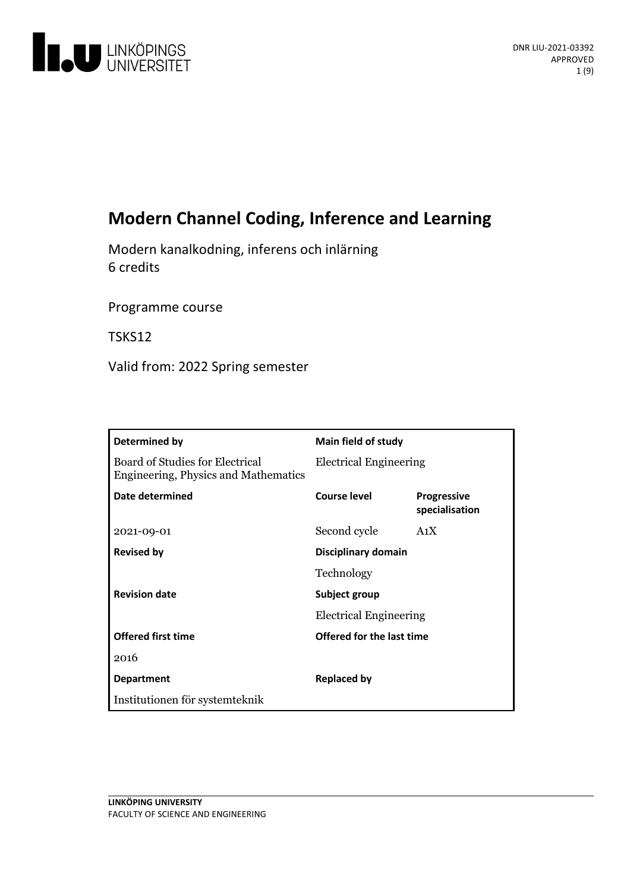# Modern Channel Coding, Inference and Learning

Modern kanalkodning, inferens och inlärning
6 credits

Programme course

TSKS12

Valid from: 2022 Spring semester

| Determined by | Main field of study | |
|---|---|---|
| Board of Studies for Electrical Engineering, Physics and Mathematics | Electrical Engineering | |
| **Date determined** | **Course level** | **Progressive specialisation** |
| 2021-09-01 | Second cycle | A1X |
| **Revised by** | **Disciplinary domain** | |
| | Technology | |
| **Revision date** | **Subject group** | |
| | Electrical Engineering | |
| **Offered first time** | **Offered for the last time** | |
| 2016 | | |
| **Department** | **Replaced by** | |
| Institutionen för systemteknik | | |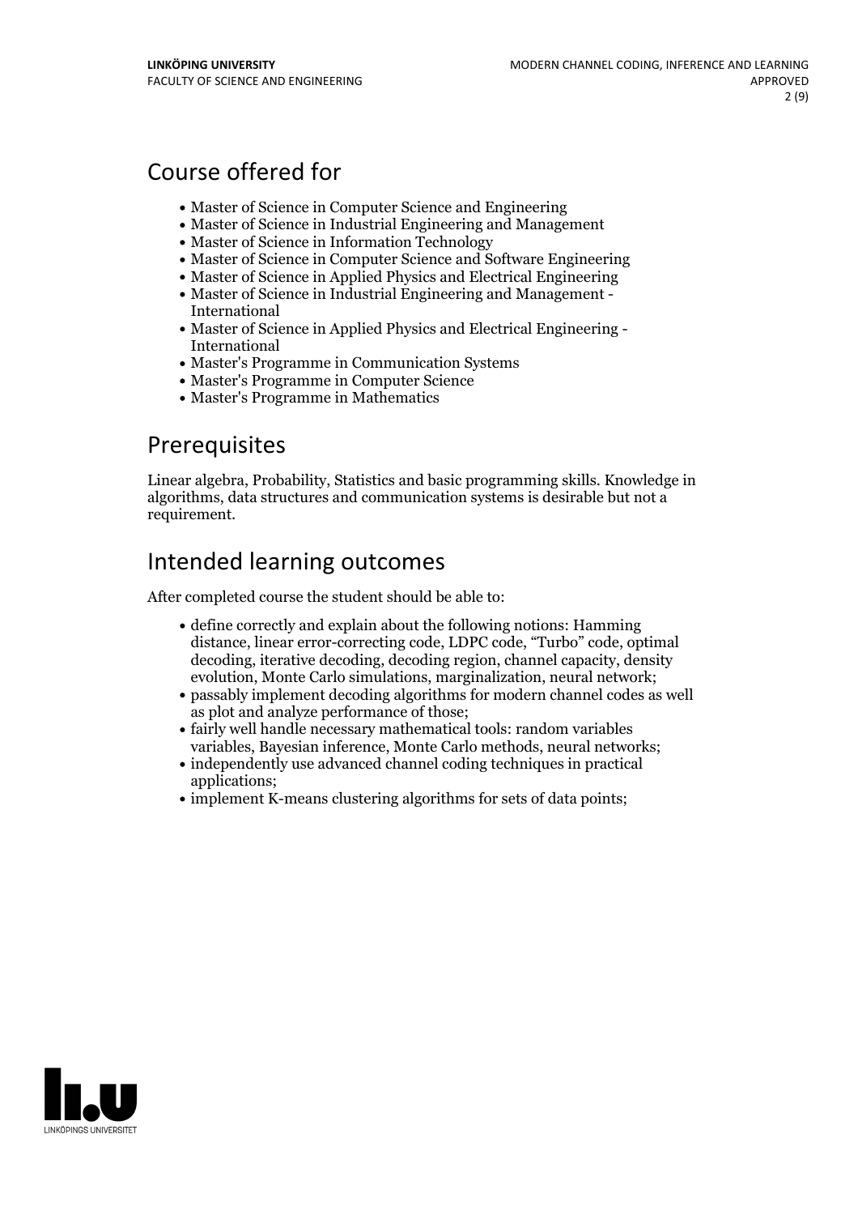## Course offered for

- Master of Science in Computer Science and Engineering
- Master of Science in Industrial Engineering and Management
- Master of Science in Information Technology
- Master of Science in Computer Science and Software Engineering
- Master of Science in Applied Physics and Electrical Engineering
- Master of Science in Industrial Engineering and Management - International
- Master of Science in Applied Physics and Electrical Engineering - International
- Master's Programme in Communication Systems
- Master's Programme in Computer Science
- Master's Programme in Mathematics

## Prerequisites

Linear algebra, Probability, Statistics and basic programming skills. Knowledge in algorithms, data structures and communication systems is desirable but not a requirement.

## Intended learning outcomes

After completed course the student should be able to:

- define correctly and explain about the following notions: Hamming distance, linear error-correcting code, LDPC code, "Turbo" code, optimal decoding, iterative decoding, decoding region, channel capacity, density evolution, Monte Carlo simulations, marginalization, neural network;
- passably implement decoding algorithms for modern channel codes as well as plot and analyze performance of those;
- fairly well handle necessary mathematical tools: random variables variables, Bayesian inference, Monte Carlo methods, neural networks;
- independently use advanced channel coding techniques in practical applications;
- implement K-means clustering algorithms for sets of data points;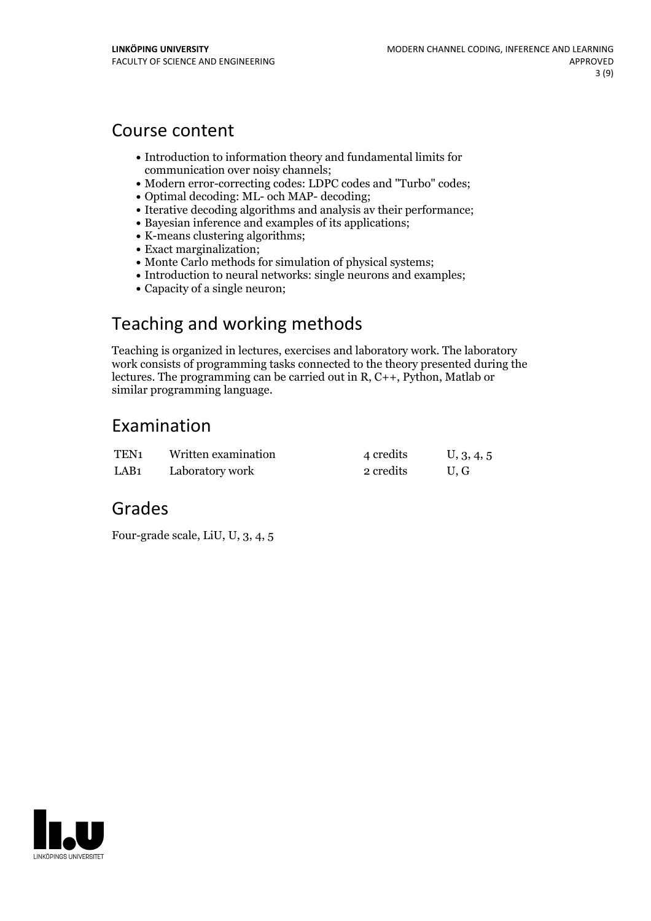## Course content

- Introduction to information theory and fundamental limits for communication over noisy channels;
- Modern error-correcting codes: LDPC codes and "Turbo" codes;
- Optimal decoding: ML- och MAP- decoding;
- Iterative decoding algorithms and analysis av their performance;
- Bayesian inference and examples of its applications;
- K-means clustering algorithms;
- Exact marginalization;
- Monte Carlo methods for simulation of physical systems;
- Introduction to neural networks: single neurons and examples;
- Capacity of a single neuron;

## Teaching and working methods

Teaching is organized in lectures, exercises and laboratory work. The laboratory work consists of programming tasks connected to the theory presented during the lectures. The programming can be carried out in R, C++, Python, Matlab or similar programming language.

## Examination

| | | | |
|---|---|---|---|
| TEN1 | Written examination | 4 credits | U, 3, 4, 5 |
| LAB1 | Laboratory work | 2 credits | U, G |

## Grades

Four-grade scale, LiU, U, 3, 4, 5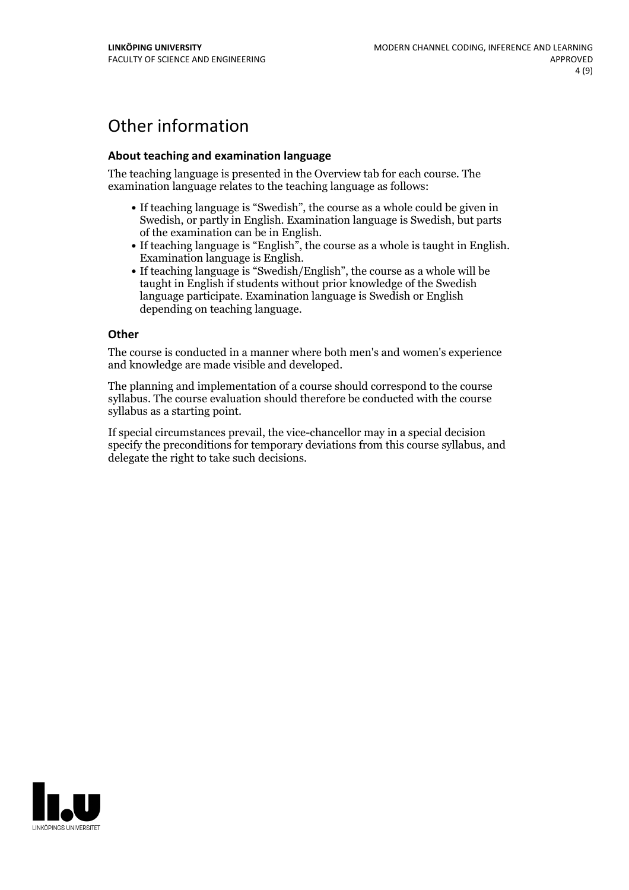# Other information

### About teaching and examination language

The teaching language is presented in the Overview tab for each course. The examination language relates to the teaching language as follows:

- If teaching language is “Swedish”, the course as a whole could be given in Swedish, or partly in English. Examination language is Swedish, but parts of the examination can be in English.
- If teaching language is “English”, the course as a whole is taught in English. Examination language is English.
- If teaching language is “Swedish/English”, the course as a whole will be taught in English if students without prior knowledge of the Swedish language participate. Examination language is Swedish or English depending on teaching language.

### Other

The course is conducted in a manner where both men's and women's experience and knowledge are made visible and developed.

The planning and implementation of a course should correspond to the course syllabus. The course evaluation should therefore be conducted with the course syllabus as a starting point.

If special circumstances prevail, the vice-chancellor may in a special decision specify the preconditions for temporary deviations from this course syllabus, and delegate the right to take such decisions.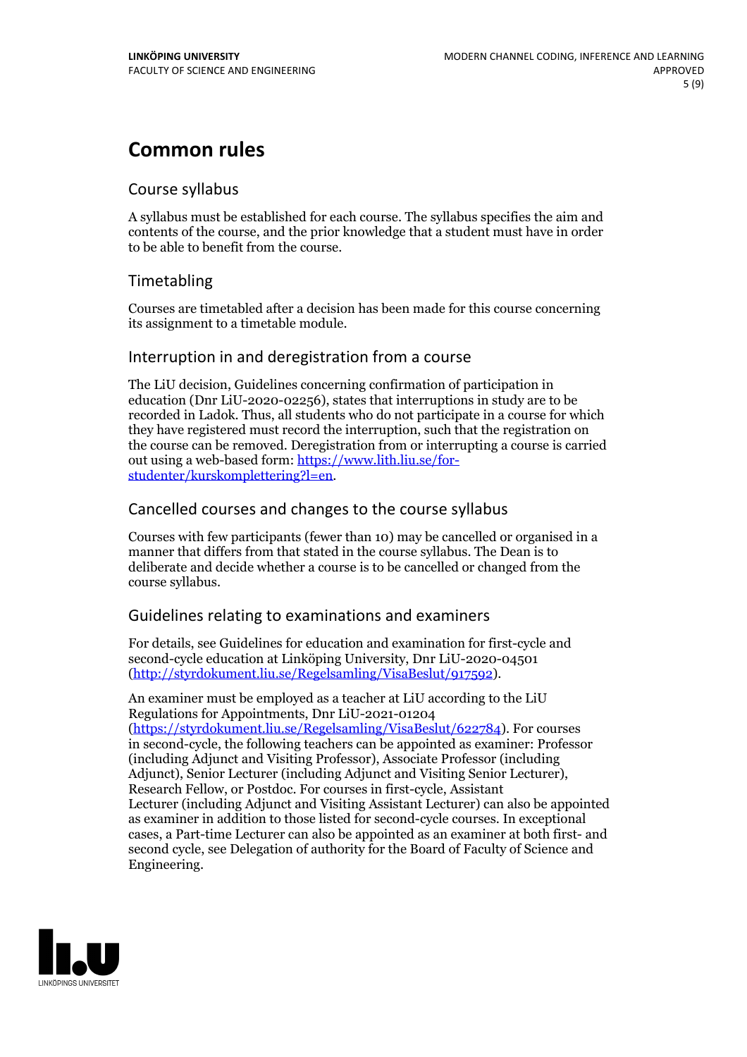# Common rules

## Course syllabus

A syllabus must be established for each course. The syllabus specifies the aim and contents of the course, and the prior knowledge that a student must have in order to be able to benefit from the course.

## Timetabling

Courses are timetabled after a decision has been made for this course concerning its assignment to a timetable module.

## Interruption in and deregistration from a course

The LiU decision, Guidelines concerning confirmation of participation in education (Dnr LiU-2020-02256), states that interruptions in study are to be recorded in Ladok. Thus, all students who do not participate in a course for which they have registered must record the interruption, such that the registration on the course can be removed. Deregistration from or interrupting a course is carried out using a web-based form: [https://www.lith.liu.se/for-studenter/kurskomplettering?l=en](https://www.lith.liu.se/for-studenter/kurskomplettering?l=en).

## Cancelled courses and changes to the course syllabus

Courses with few participants (fewer than 10) may be cancelled or organised in a manner that differs from that stated in the course syllabus. The Dean is to deliberate and decide whether a course is to be cancelled or changed from the course syllabus.

## Guidelines relating to examinations and examiners

For details, see Guidelines for education and examination for first-cycle and second-cycle education at Linköping University, Dnr LiU-2020-04501 ([http://styrdokument.liu.se/Regelsamling/VisaBeslut/917592](http://styrdokument.liu.se/Regelsamling/VisaBeslut/917592)).

An examiner must be employed as a teacher at LiU according to the LiU Regulations for Appointments, Dnr LiU-2021-01204 ([https://styrdokument.liu.se/Regelsamling/VisaBeslut/622784](https://styrdokument.liu.se/Regelsamling/VisaBeslut/622784)). For courses in second-cycle, the following teachers can be appointed as examiner: Professor (including Adjunct and Visiting Professor), Associate Professor (including Adjunct), Senior Lecturer (including Adjunct and Visiting Senior Lecturer), Research Fellow, or Postdoc. For courses in first-cycle, Assistant Lecturer (including Adjunct and Visiting Assistant Lecturer) can also be appointed as examiner in addition to those listed for second-cycle courses. In exceptional cases, a Part-time Lecturer can also be appointed as an examiner at both first- and second cycle, see Delegation of authority for the Board of Faculty of Science and Engineering.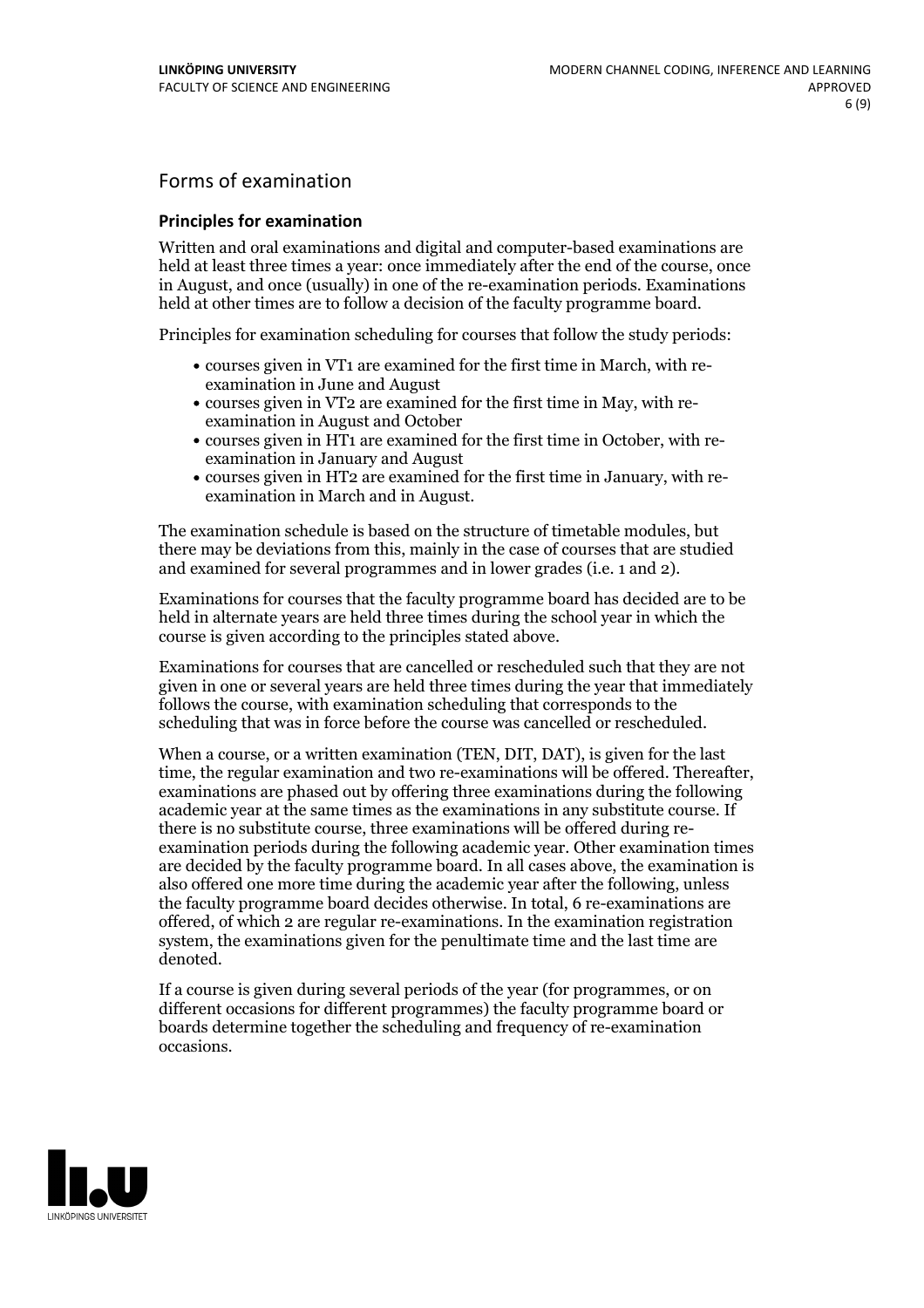## Forms of examination

### Principles for examination

Written and oral examinations and digital and computer-based examinations are held at least three times a year: once immediately after the end of the course, once in August, and once (usually) in one of the re-examination periods. Examinations held at other times are to follow a decision of the faculty programme board.

Principles for examination scheduling for courses that follow the study periods:

- courses given in VT1 are examined for the first time in March, with re-examination in June and August
- courses given in VT2 are examined for the first time in May, with re-examination in August and October
- courses given in HT1 are examined for the first time in October, with re-examination in January and August
- courses given in HT2 are examined for the first time in January, with re-examination in March and in August.

The examination schedule is based on the structure of timetable modules, but there may be deviations from this, mainly in the case of courses that are studied and examined for several programmes and in lower grades (i.e. 1 and 2).

Examinations for courses that the faculty programme board has decided are to be held in alternate years are held three times during the school year in which the course is given according to the principles stated above.

Examinations for courses that are cancelled or rescheduled such that they are not given in one or several years are held three times during the year that immediately follows the course, with examination scheduling that corresponds to the scheduling that was in force before the course was cancelled or rescheduled.

When a course, or a written examination (TEN, DIT, DAT), is given for the last time, the regular examination and two re-examinations will be offered. Thereafter, examinations are phased out by offering three examinations during the following academic year at the same times as the examinations in any substitute course. If there is no substitute course, three examinations will be offered during re-examination periods during the following academic year. Other examination times are decided by the faculty programme board. In all cases above, the examination is also offered one more time during the academic year after the following, unless the faculty programme board decides otherwise. In total, 6 re-examinations are offered, of which 2 are regular re-examinations. In the examination registration system, the examinations given for the penultimate time and the last time are denoted.

If a course is given during several periods of the year (for programmes, or on different occasions for different programmes) the faculty programme board or boards determine together the scheduling and frequency of re-examination occasions.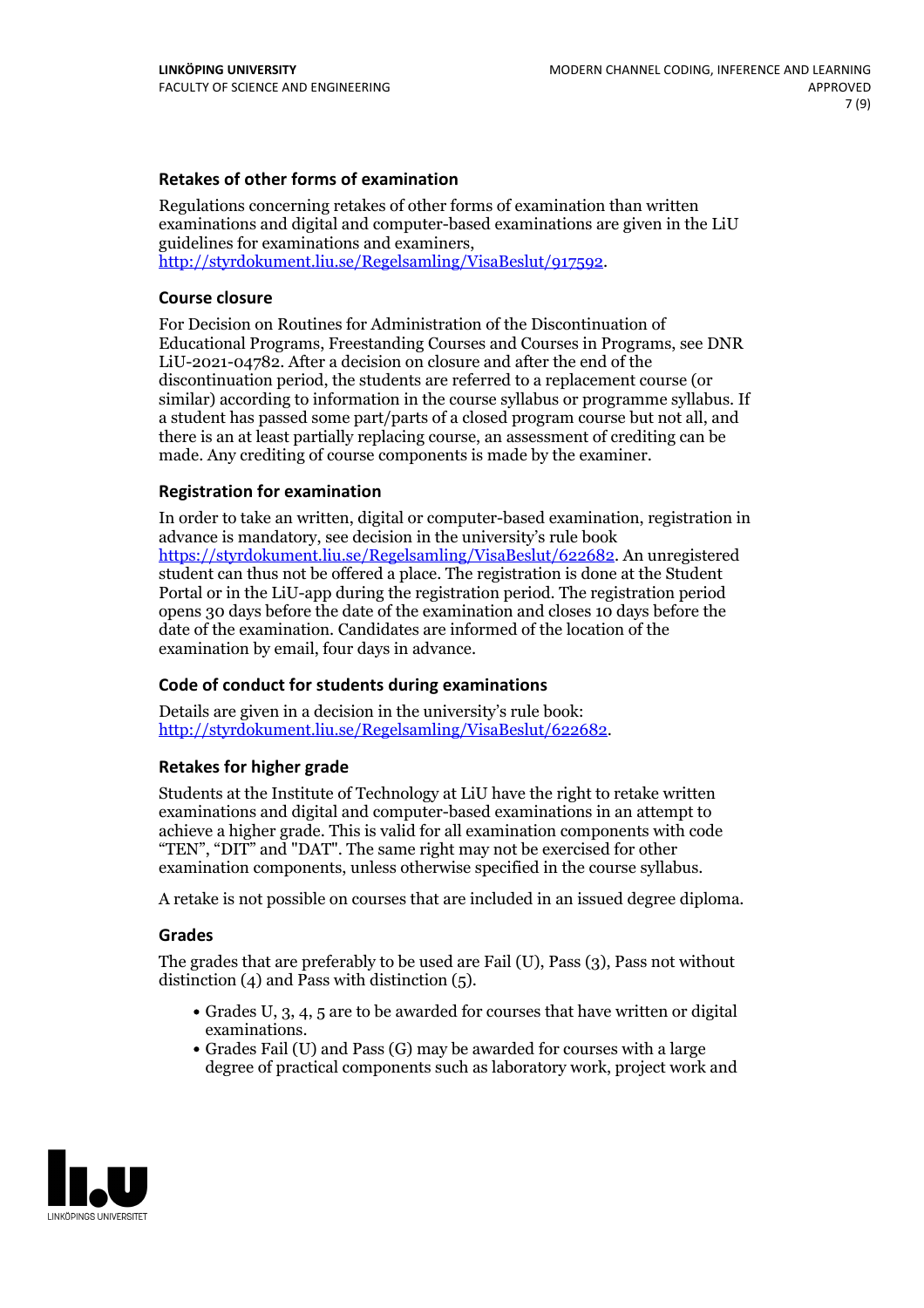### Retakes of other forms of examination

Regulations concerning retakes of other forms of examination than written examinations and digital and computer-based examinations are given in the LiU guidelines for examinations and examiners, http://styrdokument.liu.se/Regelsamling/VisaBeslut/917592.

### Course closure

For Decision on Routines for Administration of the Discontinuation of Educational Programs, Freestanding Courses and Courses in Programs, see DNR LiU-2021-04782. After a decision on closure and after the end of the discontinuation period, the students are referred to a replacement course (or similar) according to information in the course syllabus or programme syllabus. If a student has passed some part/parts of a closed program course but not all, and there is an at least partially replacing course, an assessment of crediting can be made. Any crediting of course components is made by the examiner.

### Registration for examination

In order to take an written, digital or computer-based examination, registration in advance is mandatory, see decision in the university's rule book https://styrdokument.liu.se/Regelsamling/VisaBeslut/622682. An unregistered student can thus not be offered a place. The registration is done at the Student Portal or in the LiU-app during the registration period. The registration period opens 30 days before the date of the examination and closes 10 days before the date of the examination. Candidates are informed of the location of the examination by email, four days in advance.

### Code of conduct for students during examinations

Details are given in a decision in the university's rule book: http://styrdokument.liu.se/Regelsamling/VisaBeslut/622682.

### Retakes for higher grade

Students at the Institute of Technology at LiU have the right to retake written examinations and digital and computer-based examinations in an attempt to achieve a higher grade. This is valid for all examination components with code "TEN", "DIT" and "DAT". The same right may not be exercised for other examination components, unless otherwise specified in the course syllabus.

A retake is not possible on courses that are included in an issued degree diploma.

### Grades

The grades that are preferably to be used are Fail (U), Pass (3), Pass not without distinction (4) and Pass with distinction (5).

- Grades U, 3, 4, 5 are to be awarded for courses that have written or digital examinations.
- Grades Fail (U) and Pass (G) may be awarded for courses with a large degree of practical components such as laboratory work, project work and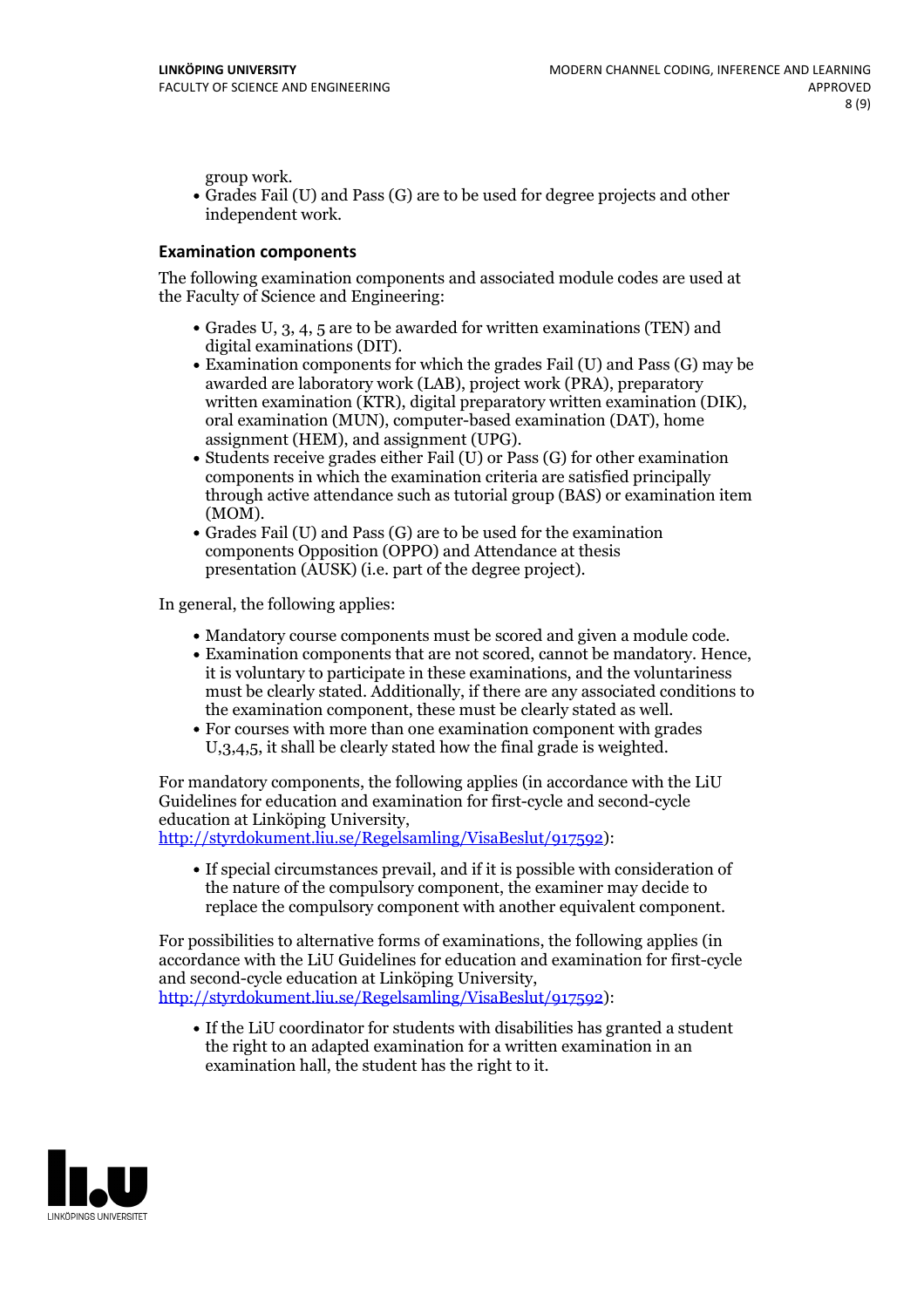group work.

- Grades Fail (U) and Pass (G) are to be used for degree projects and other independent work.

### Examination components

The following examination components and associated module codes are used at the Faculty of Science and Engineering:

- Grades U, 3, 4, 5 are to be awarded for written examinations (TEN) and digital examinations (DIT).
- Examination components for which the grades Fail (U) and Pass (G) may be awarded are laboratory work (LAB), project work (PRA), preparatory written examination (KTR), digital preparatory written examination (DIK), oral examination (MUN), computer-based examination (DAT), home assignment (HEM), and assignment (UPG).
- Students receive grades either Fail (U) or Pass (G) for other examination components in which the examination criteria are satisfied principally through active attendance such as tutorial group (BAS) or examination item (MOM).
- Grades Fail (U) and Pass (G) are to be used for the examination components Opposition (OPPO) and Attendance at thesis presentation (AUSK) (i.e. part of the degree project).

In general, the following applies:

- Mandatory course components must be scored and given a module code.
- Examination components that are not scored, cannot be mandatory. Hence, it is voluntary to participate in these examinations, and the voluntariness must be clearly stated. Additionally, if there are any associated conditions to the examination component, these must be clearly stated as well.
- For courses with more than one examination component with grades U,3,4,5, it shall be clearly stated how the final grade is weighted.

For mandatory components, the following applies (in accordance with the LiU Guidelines for education and examination for first-cycle and second-cycle education at Linköping University, http://styrdokument.liu.se/Regelsamling/VisaBeslut/917592):

- If special circumstances prevail, and if it is possible with consideration of the nature of the compulsory component, the examiner may decide to replace the compulsory component with another equivalent component.

For possibilities to alternative forms of examinations, the following applies (in accordance with the LiU Guidelines for education and examination for first-cycle and second-cycle education at Linköping University, http://styrdokument.liu.se/Regelsamling/VisaBeslut/917592):

- If the LiU coordinator for students with disabilities has granted a student the right to an adapted examination for a written examination in an examination hall, the student has the right to it.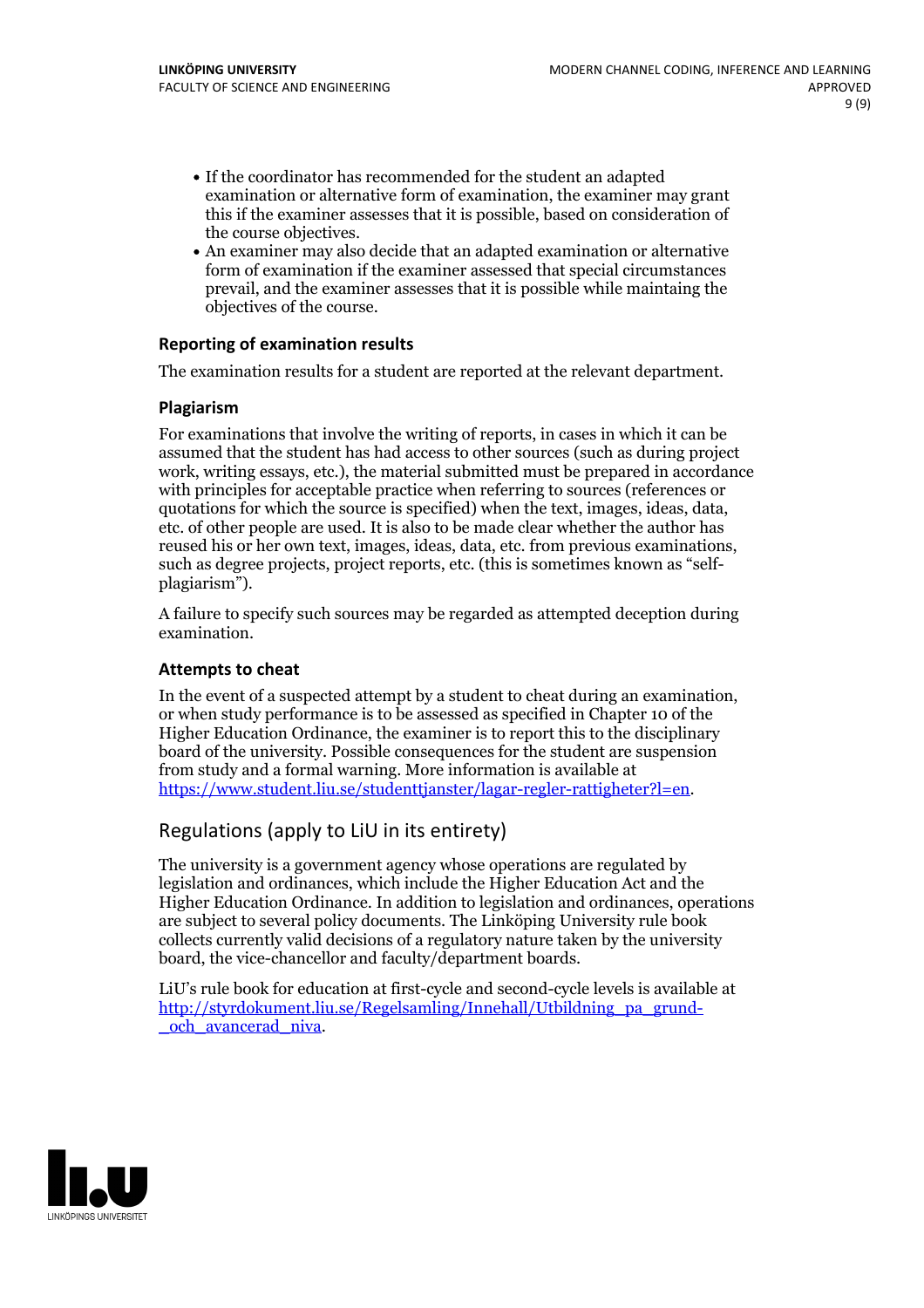- If the coordinator has recommended for the student an adapted examination or alternative form of examination, the examiner may grant this if the examiner assesses that it is possible, based on consideration of the course objectives.
- An examiner may also decide that an adapted examination or alternative form of examination if the examiner assessed that special circumstances prevail, and the examiner assesses that it is possible while maintaing the objectives of the course.

### Reporting of examination results

The examination results for a student are reported at the relevant department.

### Plagiarism

For examinations that involve the writing of reports, in cases in which it can be assumed that the student has had access to other sources (such as during project work, writing essays, etc.), the material submitted must be prepared in accordance with principles for acceptable practice when referring to sources (references or quotations for which the source is specified) when the text, images, ideas, data, etc. of other people are used. It is also to be made clear whether the author has reused his or her own text, images, ideas, data, etc. from previous examinations, such as degree projects, project reports, etc. (this is sometimes known as "self-plagiarism").

A failure to specify such sources may be regarded as attempted deception during examination.

### Attempts to cheat

In the event of a suspected attempt by a student to cheat during an examination, or when study performance is to be assessed as specified in Chapter 10 of the Higher Education Ordinance, the examiner is to report this to the disciplinary board of the university. Possible consequences for the student are suspension from study and a formal warning. More information is available at https://www.student.liu.se/studenttjanster/lagar-regler-rattigheter?l=en.

## Regulations (apply to LiU in its entirety)

The university is a government agency whose operations are regulated by legislation and ordinances, which include the Higher Education Act and the Higher Education Ordinance. In addition to legislation and ordinances, operations are subject to several policy documents. The Linköping University rule book collects currently valid decisions of a regulatory nature taken by the university board, the vice-chancellor and faculty/department boards.

LiU's rule book for education at first-cycle and second-cycle levels is available at http://styrdokument.liu.se/Regelsamling/Innehall/Utbildning_pa_grund-_och_avancerad_niva.